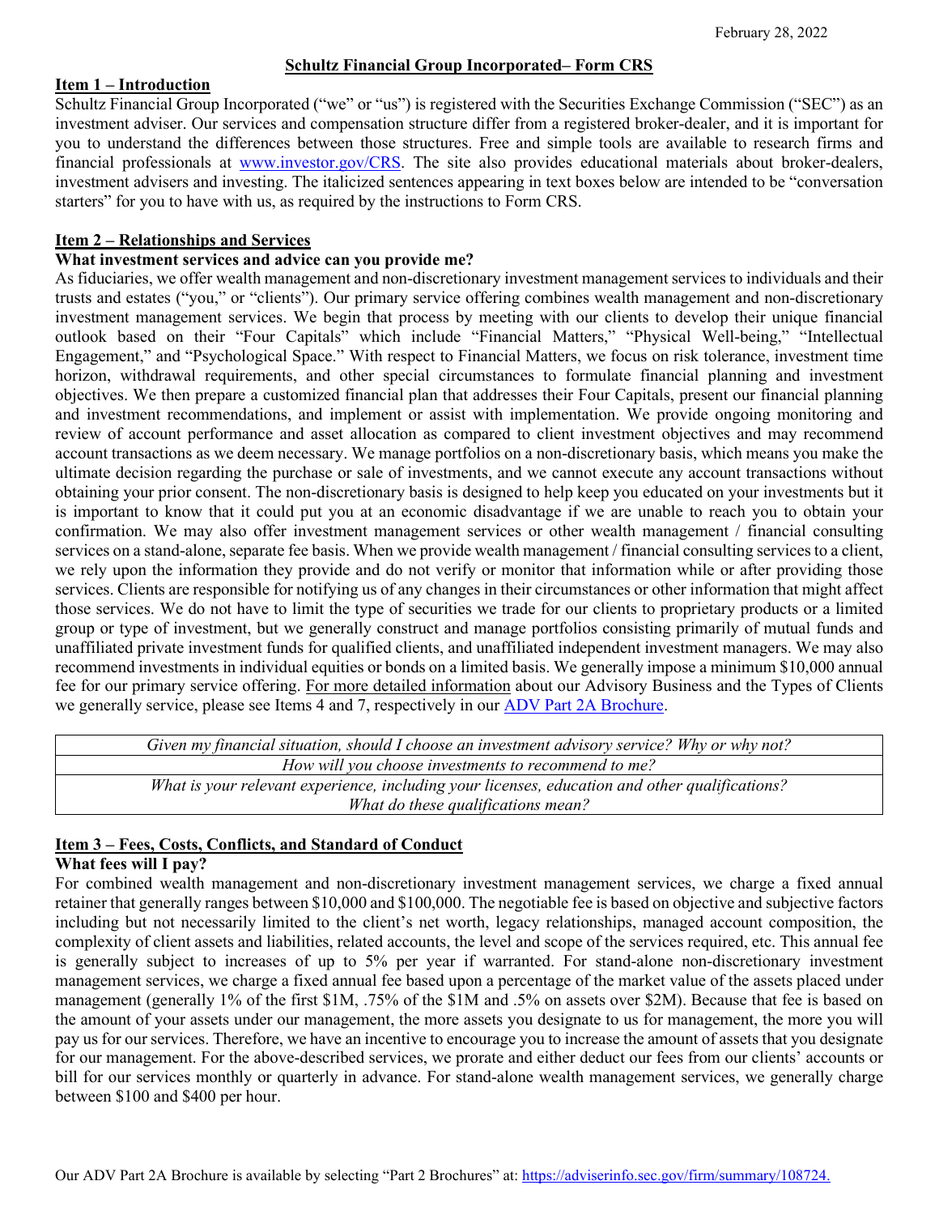February 28, 2022

# Schultz Financial Group Incorporated– Form CRS

## Item 1 – Introduction

Schultz Financial Group Incorporated ("we" or "us") is registered with the Securities Exchange Commission ("SEC") as an investment adviser. Our services and compensation structure differ from a registered broker-dealer, and it is important for you to understand the differences between those structures. Free and simple tools are available to research firms and financial professionals at [www.investor.gov/CRS](www.investor.gov/CRS). The site also provides educational materials about broker-dealers, investment advisers and investing. The italicized sentences appearing in text boxes below are intended to be "conversation starters" for you to have with us, as required by the instructions to Form CRS.

## Item 2 – Relationships and Services

**What investment services and advice can you provide me?**

As fiduciaries, we offer wealth management and non-discretionary investment management services to individuals and their trusts and estates ("you," or "clients"). Our primary service offering combines wealth management and non-discretionary investment management services. We begin that process by meeting with our clients to develop their unique financial outlook based on their "Four Capitals" which include "Financial Matters," "Physical Well-being," "Intellectual Engagement," and "Psychological Space." With respect to Financial Matters, we focus on risk tolerance, investment time horizon, withdrawal requirements, and other special circumstances to formulate financial planning and investment objectives. We then prepare a customized financial plan that addresses their Four Capitals, present our financial planning and investment recommendations, and implement or assist with implementation. We provide ongoing monitoring and review of account performance and asset allocation as compared to client investment objectives and may recommend account transactions as we deem necessary. We manage portfolios on a non-discretionary basis, which means you make the ultimate decision regarding the purchase or sale of investments, and we cannot execute any account transactions without obtaining your prior consent. The non-discretionary basis is designed to help keep you educated on your investments but it is important to know that it could put you at an economic disadvantage if we are unable to reach you to obtain your confirmation. We may also offer investment management services or other wealth management / financial consulting services on a stand-alone, separate fee basis. When we provide wealth management / financial consulting services to a client, we rely upon the information they provide and do not verify or monitor that information while or after providing those services. Clients are responsible for notifying us of any changes in their circumstances or other information that might affect those services. We do not have to limit the type of securities we trade for our clients to proprietary products or a limited group or type of investment, but we generally construct and manage portfolios consisting primarily of mutual funds and unaffiliated private investment funds for qualified clients, and unaffiliated independent investment managers. We may also recommend investments in individual equities or bonds on a limited basis. We generally impose a minimum $10,000 annual fee for our primary service offering. For more detailed information about our Advisory Business and the Types of Clients we generally service, please see Items 4 and 7, respectively in our ADV Part 2A Brochure.

| *Given my financial situation, should I choose an investment advisory service? Why or why not?* |
| --- |
| *How will you choose investments to recommend to me?* |
| *What is your relevant experience, including your licenses, education and other qualifications? What do these qualifications mean?* |

## Item 3 – Fees, Costs, Conflicts, and Standard of Conduct

**What fees will I pay?**

For combined wealth management and non-discretionary investment management services, we charge a fixed annual retainer that generally ranges between $10,000 and $100,000. The negotiable fee is based on objective and subjective factors including but not necessarily limited to the client's net worth, legacy relationships, managed account composition, the complexity of client assets and liabilities, related accounts, the level and scope of the services required, etc. This annual fee is generally subject to increases of up to 5% per year if warranted. For stand-alone non-discretionary investment management services, we charge a fixed annual fee based upon a percentage of the market value of the assets placed under management (generally 1% of the first $1M, .75% of the $1M and .5% on assets over $2M). Because that fee is based on the amount of your assets under our management, the more assets you designate to us for management, the more you will pay us for our services. Therefore, we have an incentive to encourage you to increase the amount of assets that you designate for our management. For the above-described services, we prorate and either deduct our fees from our clients' accounts or bill for our services monthly or quarterly in advance. For stand-alone wealth management services, we generally charge between $100 and $400 per hour.

Our ADV Part 2A Brochure is available by selecting "Part 2 Brochures" at: [https://adviserinfo.sec.gov/firm/summary/108724.](https://adviserinfo.sec.gov/firm/summary/108724)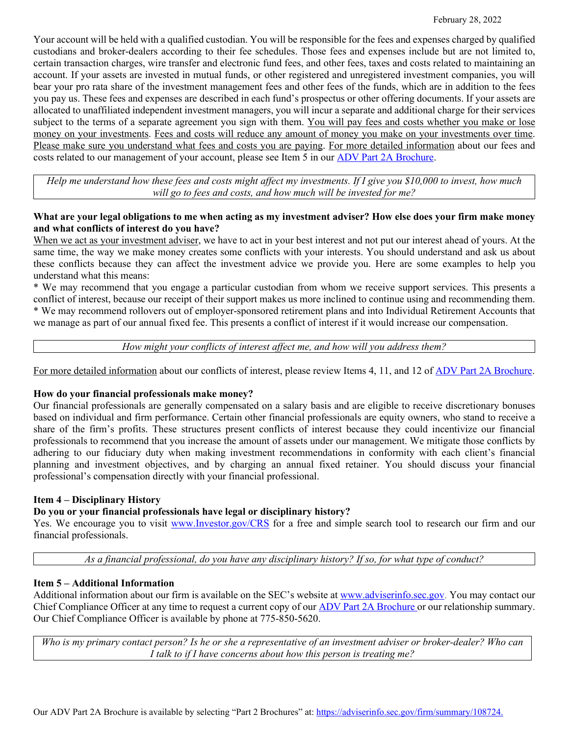February 28, 2022

Your account will be held with a qualified custodian. You will be responsible for the fees and expenses charged by qualified custodians and broker-dealers according to their fee schedules. Those fees and expenses include but are not limited to, certain transaction charges, wire transfer and electronic fund fees, and other fees, taxes and costs related to maintaining an account. If your assets are invested in mutual funds, or other registered and unregistered investment companies, you will bear your pro rata share of the investment management fees and other fees of the funds, which are in addition to the fees you pay us. These fees and expenses are described in each fund's prospectus or other offering documents. If your assets are allocated to unaffiliated independent investment managers, you will incur a separate and additional charge for their services subject to the terms of a separate agreement you sign with them. You will pay fees and costs whether you make or lose money on your investments. Fees and costs will reduce any amount of money you make on your investments over time. Please make sure you understand what fees and costs you are paying. For more detailed information about our fees and costs related to our management of your account, please see Item 5 in our [ADV Part 2A Brochure](https://adviserinfo.sec.gov/firm/summary/108724).

> *Help me understand how these fees and costs might affect my investments. If I give you $10,000 to invest, how much will go to fees and costs, and how much will be invested for me?*

**What are your legal obligations to me when acting as my investment adviser? How else does your firm make money and what conflicts of interest do you have?**

When we act as your investment adviser, we have to act in your best interest and not put our interest ahead of yours. At the same time, the way we make money creates some conflicts with your interests. You should understand and ask us about these conflicts because they can affect the investment advice we provide you. Here are some examples to help you understand what this means:

* We may recommend that you engage a particular custodian from whom we receive support services. This presents a conflict of interest, because our receipt of their support makes us more inclined to continue using and recommending them.
* We may recommend rollovers out of employer-sponsored retirement plans and into Individual Retirement Accounts that we manage as part of our annual fixed fee. This presents a conflict of interest if it would increase our compensation.

> *How might your conflicts of interest affect me, and how will you address them?*

For more detailed information about our conflicts of interest, please review Items 4, 11, and 12 of [ADV Part 2A Brochure](https://adviserinfo.sec.gov/firm/summary/108724).

**How do your financial professionals make money?**

Our financial professionals are generally compensated on a salary basis and are eligible to receive discretionary bonuses based on individual and firm performance. Certain other financial professionals are equity owners, who stand to receive a share of the firm's profits. These structures present conflicts of interest because they could incentivize our financial professionals to recommend that you increase the amount of assets under our management. We mitigate those conflicts by adhering to our fiduciary duty when making investment recommendations in conformity with each client's financial planning and investment objectives, and by charging an annual fixed retainer. You should discuss your financial professional's compensation directly with your financial professional.

**Item 4 – Disciplinary History**

**Do you or your financial professionals have legal or disciplinary history?**

Yes. We encourage you to visit [www.Investor.gov/CRS](http://www.Investor.gov/CRS) for a free and simple search tool to research our firm and our financial professionals.

> *As a financial professional, do you have any disciplinary history? If so, for what type of conduct?*

**Item 5 – Additional Information**

Additional information about our firm is available on the SEC's website at [www.adviserinfo.sec.gov](http://www.adviserinfo.sec.gov). You may contact our Chief Compliance Officer at any time to request a current copy of our [ADV Part 2A Brochure](https://adviserinfo.sec.gov/firm/summary/108724) or our relationship summary. Our Chief Compliance Officer is available by phone at 775-850-5620.

> *Who is my primary contact person? Is he or she a representative of an investment adviser or broker-dealer? Who can I talk to if I have concerns about how this person is treating me?*

Our ADV Part 2A Brochure is available by selecting "Part 2 Brochures" at: [https://adviserinfo.sec.gov/firm/summary/108724.](https://adviserinfo.sec.gov/firm/summary/108724)